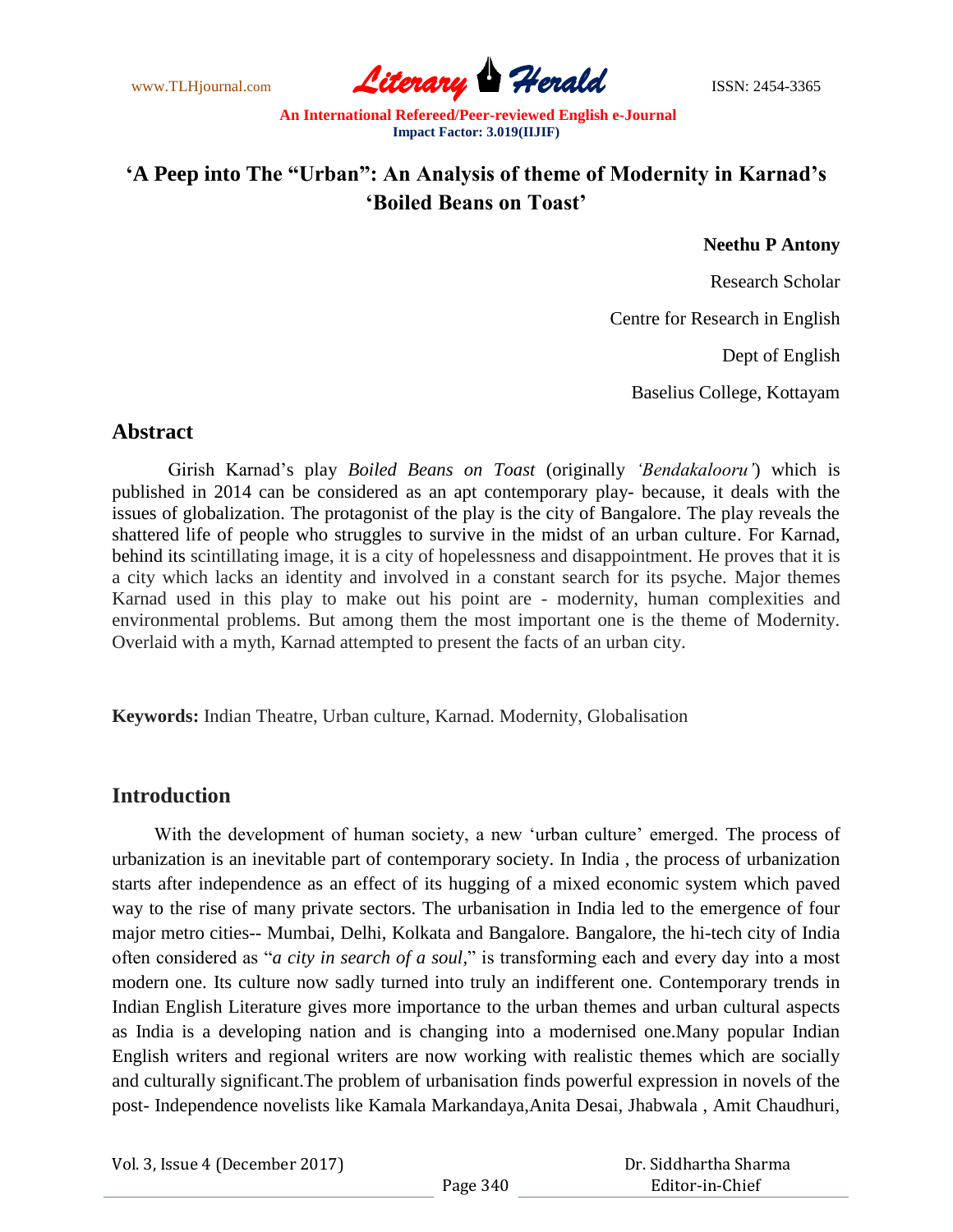# 'A Peep into The "Urban": An Analysis of theme of Modernity in Karnad's 'Boiled Beans on Toast'

**Neethu P Antony**

Research Scholar

Centre for Research in English

Dept of English

Baselius College, Kottayam

## Abstract

Girish Karnad's play *Boiled Beans on Toast* (originally *'Bendakalooru'*) which is published in 2014 can be considered as an apt contemporary play- because, it deals with the issues of globalization. The protagonist of the play is the city of Bangalore. The play reveals the shattered life of people who struggles to survive in the midst of an urban culture. For Karnad, behind its scintillating image, it is a city of hopelessness and disappointment. He proves that it is a city which lacks an identity and involved in a constant search for its psyche. Major themes Karnad used in this play to make out his point are - modernity, human complexities and environmental problems. But among them the most important one is the theme of Modernity. Overlaid with a myth, Karnad attempted to present the facts of an urban city.

**Keywords:** Indian Theatre, Urban culture, Karnad. Modernity, Globalisation

## Introduction

With the development of human society, a new 'urban culture' emerged. The process of urbanization is an inevitable part of contemporary society. In India , the process of urbanization starts after independence as an effect of its hugging of a mixed economic system which paved way to the rise of many private sectors. The urbanisation in India led to the emergence of four major metro cities-- Mumbai, Delhi, Kolkata and Bangalore. Bangalore, the hi-tech city of India often considered as "*a city in search of a soul*," is transforming each and every day into a most modern one. Its culture now sadly turned into truly an indifferent one. Contemporary trends in Indian English Literature gives more importance to the urban themes and urban cultural aspects as India is a developing nation and is changing into a modernised one.Many popular Indian English writers and regional writers are now working with realistic themes which are socially and culturally significant.The problem of urbanisation finds powerful expression in novels of the post- Independence novelists like Kamala Markandaya,Anita Desai, Jhabwala , Amit Chaudhuri,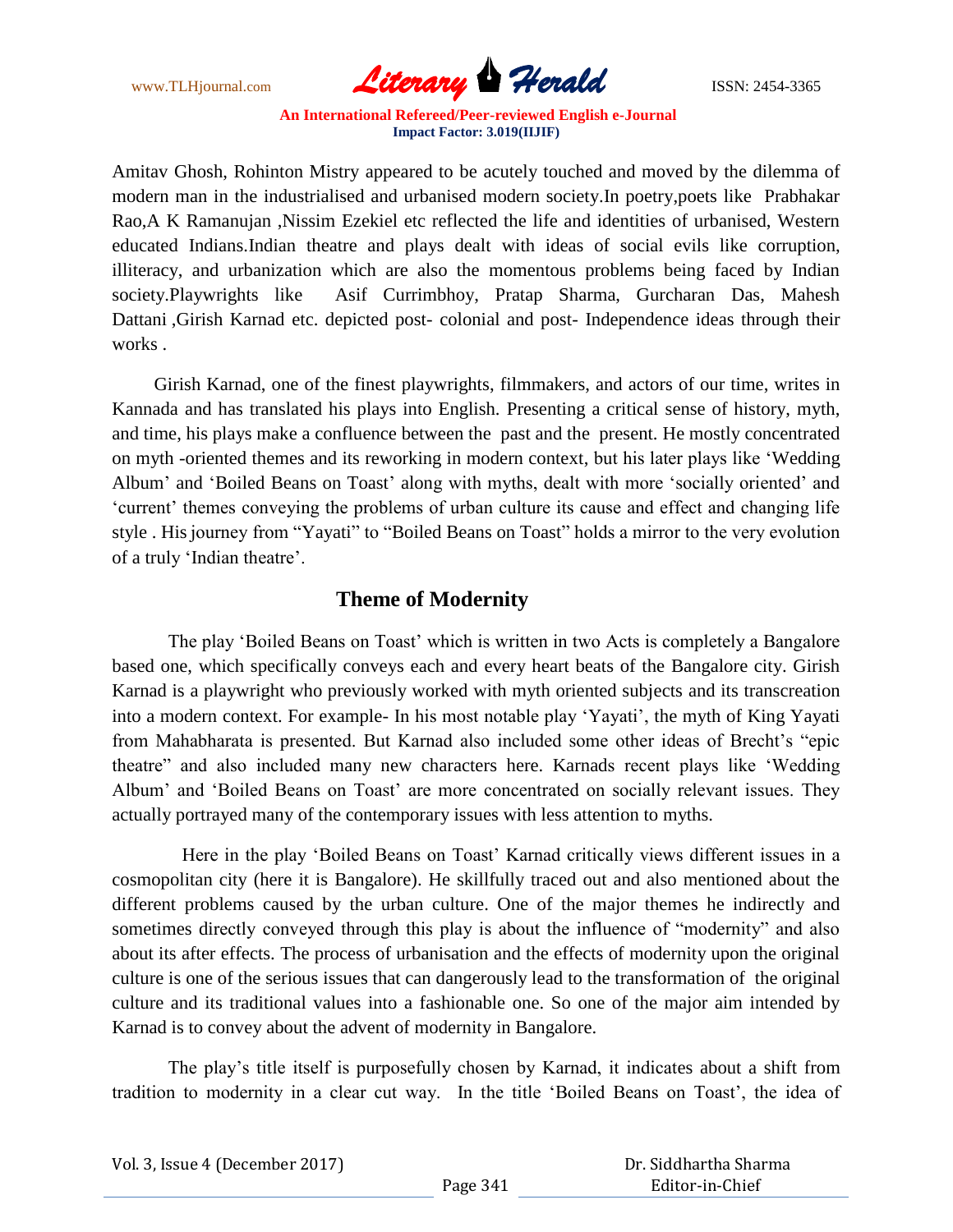Amitav Ghosh, Rohinton Mistry appeared to be acutely touched and moved by the dilemma of modern man in the industrialised and urbanised modern society.In poetry,poets like Prabhakar Rao,A K Ramanujan ,Nissim Ezekiel etc reflected the life and identities of urbanised, Western educated Indians.Indian theatre and plays dealt with ideas of social evils like corruption, illiteracy, and urbanization which are also the momentous problems being faced by Indian society.Playwrights like Asif Currimbhoy, Pratap Sharma, Gurcharan Das, Mahesh Dattani ,Girish Karnad etc. depicted post- colonial and post- Independence ideas through their works .

Girish Karnad, one of the finest playwrights, filmmakers, and actors of our time, writes in Kannada and has translated his plays into English. Presenting a critical sense of history, myth, and time, his plays make a confluence between the past and the present. He mostly concentrated on myth -oriented themes and its reworking in modern context, but his later plays like 'Wedding Album' and 'Boiled Beans on Toast' along with myths, dealt with more 'socially oriented' and 'current' themes conveying the problems of urban culture its cause and effect and changing life style . His journey from "Yayati" to "Boiled Beans on Toast" holds a mirror to the very evolution of a truly 'Indian theatre'.

## Theme of Modernity

The play 'Boiled Beans on Toast' which is written in two Acts is completely a Bangalore based one, which specifically conveys each and every heart beats of the Bangalore city. Girish Karnad is a playwright who previously worked with myth oriented subjects and its transcreation into a modern context. For example- In his most notable play 'Yayati', the myth of King Yayati from Mahabharata is presented. But Karnad also included some other ideas of Brecht's "epic theatre" and also included many new characters here. Karnads recent plays like 'Wedding Album' and 'Boiled Beans on Toast' are more concentrated on socially relevant issues. They actually portrayed many of the contemporary issues with less attention to myths.

Here in the play 'Boiled Beans on Toast' Karnad critically views different issues in a cosmopolitan city (here it is Bangalore). He skillfully traced out and also mentioned about the different problems caused by the urban culture. One of the major themes he indirectly and sometimes directly conveyed through this play is about the influence of "modernity" and also about its after effects. The process of urbanisation and the effects of modernity upon the original culture is one of the serious issues that can dangerously lead to the transformation of the original culture and its traditional values into a fashionable one. So one of the major aim intended by Karnad is to convey about the advent of modernity in Bangalore.

The play's title itself is purposefully chosen by Karnad, it indicates about a shift from tradition to modernity in a clear cut way. In the title 'Boiled Beans on Toast', the idea of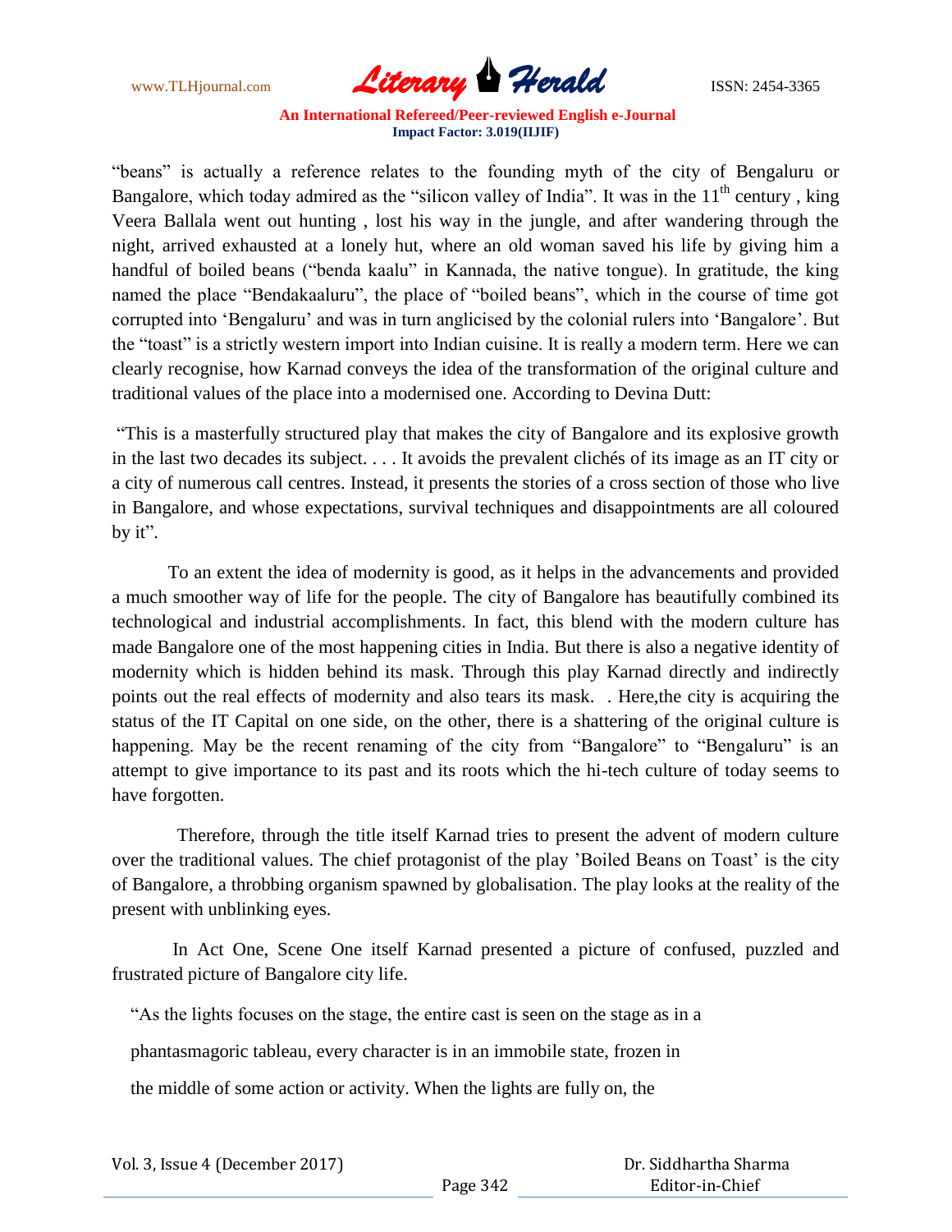"beans" is actually a reference relates to the founding myth of the city of Bengaluru or Bangalore, which today admired as the "silicon valley of India". It was in the $11^{th}$ century , king Veera Ballala went out hunting , lost his way in the jungle, and after wandering through the night, arrived exhausted at a lonely hut, where an old woman saved his life by giving him a handful of boiled beans ("benda kaalu" in Kannada, the native tongue). In gratitude, the king named the place "Bendakaaluru", the place of "boiled beans", which in the course of time got corrupted into 'Bengaluru' and was in turn anglicised by the colonial rulers into 'Bangalore'. But the "toast" is a strictly western import into Indian cuisine. It is really a modern term. Here we can clearly recognise, how Karnad conveys the idea of the transformation of the original culture and traditional values of the place into a modernised one. According to Devina Dutt:

"This is a masterfully structured play that makes the city of Bangalore and its explosive growth in the last two decades its subject. . . . It avoids the prevalent clichés of its image as an IT city or a city of numerous call centres. Instead, it presents the stories of a cross section of those who live in Bangalore, and whose expectations, survival techniques and disappointments are all coloured by it".

To an extent the idea of modernity is good, as it helps in the advancements and provided a much smoother way of life for the people. The city of Bangalore has beautifully combined its technological and industrial accomplishments. In fact, this blend with the modern culture has made Bangalore one of the most happening cities in India. But there is also a negative identity of modernity which is hidden behind its mask. Through this play Karnad directly and indirectly points out the real effects of modernity and also tears its mask. . Here,the city is acquiring the status of the IT Capital on one side, on the other, there is a shattering of the original culture is happening. May be the recent renaming of the city from "Bangalore" to "Bengaluru" is an attempt to give importance to its past and its roots which the hi-tech culture of today seems to have forgotten.

Therefore, through the title itself Karnad tries to present the advent of modern culture over the traditional values. The chief protagonist of the play 'Boiled Beans on Toast' is the city of Bangalore, a throbbing organism spawned by globalisation. The play looks at the reality of the present with unblinking eyes.

In Act One, Scene One itself Karnad presented a picture of confused, puzzled and frustrated picture of Bangalore city life.

"As the lights focuses on the stage, the entire cast is seen on the stage as in a

phantasmagoric tableau, every character is in an immobile state, frozen in

the middle of some action or activity. When the lights are fully on, the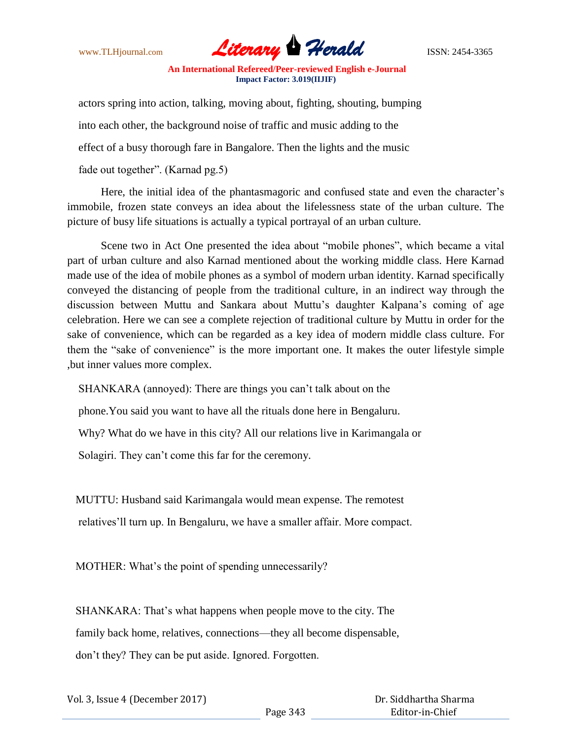actors spring into action, talking, moving about, fighting, shouting, bumping

into each other, the background noise of traffic and music adding to the

effect of a busy thorough fare in Bangalore. Then the lights and the music

fade out together". (Karnad pg.5)

Here, the initial idea of the phantasmagoric and confused state and even the character's immobile, frozen state conveys an idea about the lifelessness state of the urban culture. The picture of busy life situations is actually a typical portrayal of an urban culture.

Scene two in Act One presented the idea about "mobile phones", which became a vital part of urban culture and also Karnad mentioned about the working middle class. Here Karnad made use of the idea of mobile phones as a symbol of modern urban identity. Karnad specifically conveyed the distancing of people from the traditional culture, in an indirect way through the discussion between Muttu and Sankara about Muttu's daughter Kalpana's coming of age celebration. Here we can see a complete rejection of traditional culture by Muttu in order for the sake of convenience, which can be regarded as a key idea of modern middle class culture. For them the "sake of convenience" is the more important one. It makes the outer lifestyle simple ,but inner values more complex.

SHANKARA (annoyed): There are things you can't talk about on the

phone.You said you want to have all the rituals done here in Bengaluru.

Why? What do we have in this city? All our relations live in Karimangala or

Solagiri. They can't come this far for the ceremony.

MUTTU: Husband said Karimangala would mean expense. The remotest

relatives'll turn up. In Bengaluru, we have a smaller affair. More compact.

MOTHER: What's the point of spending unnecessarily?

SHANKARA: That's what happens when people move to the city. The

family back home, relatives, connections—they all become dispensable,

don't they? They can be put aside. Ignored. Forgotten.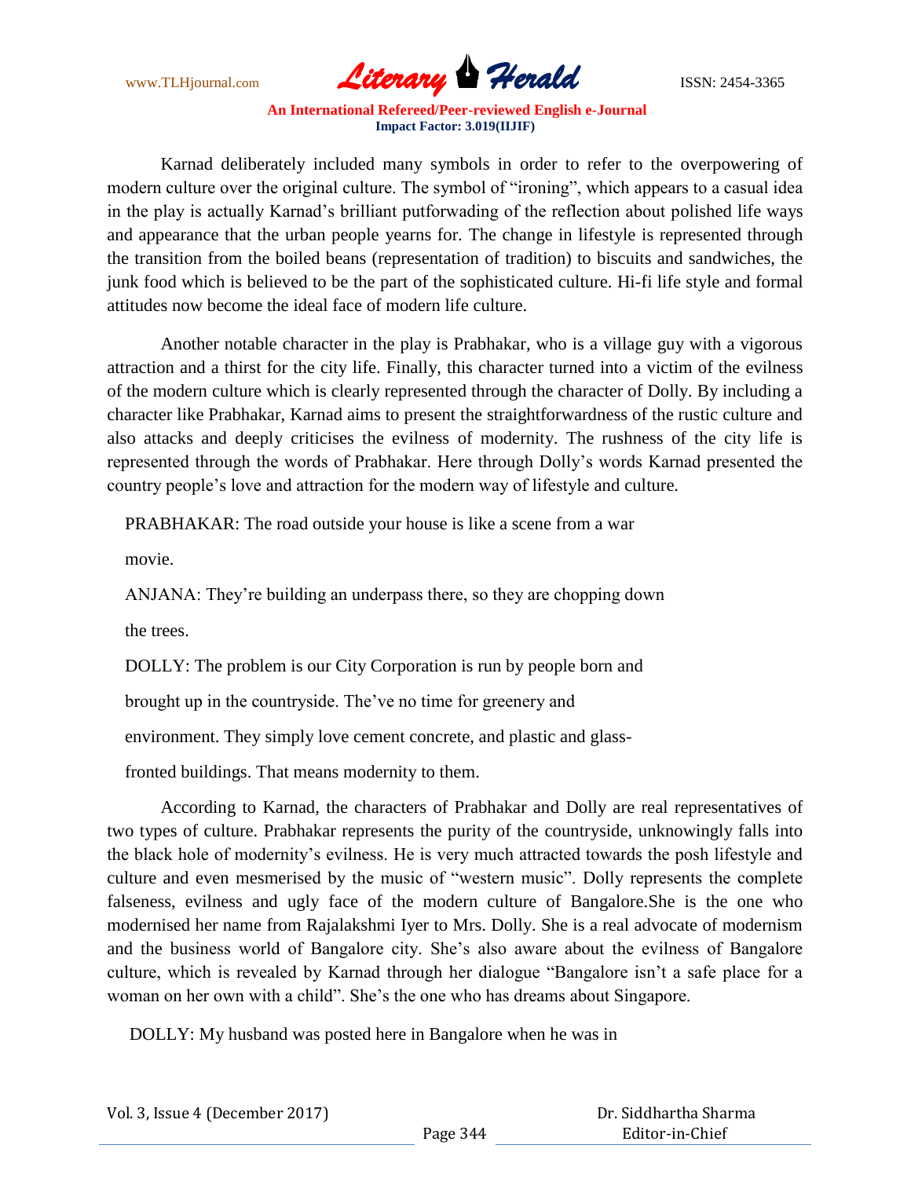Karnad deliberately included many symbols in order to refer to the overpowering of modern culture over the original culture. The symbol of "ironing", which appears to a casual idea in the play is actually Karnad's brilliant putforwading of the reflection about polished life ways and appearance that the urban people yearns for. The change in lifestyle is represented through the transition from the boiled beans (representation of tradition) to biscuits and sandwiches, the junk food which is believed to be the part of the sophisticated culture. Hi-fi life style and formal attitudes now become the ideal face of modern life culture.

Another notable character in the play is Prabhakar, who is a village guy with a vigorous attraction and a thirst for the city life. Finally, this character turned into a victim of the evilness of the modern culture which is clearly represented through the character of Dolly. By including a character like Prabhakar, Karnad aims to present the straightforwardness of the rustic culture and also attacks and deeply criticises the evilness of modernity. The rushness of the city life is represented through the words of Prabhakar. Here through Dolly's words Karnad presented the country people's love and attraction for the modern way of lifestyle and culture.

PRABHAKAR: The road outside your house is like a scene from a war movie.

ANJANA: They're building an underpass there, so they are chopping down the trees.

DOLLY: The problem is our City Corporation is run by people born and brought up in the countryside. The've no time for greenery and environment. They simply love cement concrete, and plastic and glass-fronted buildings. That means modernity to them.

According to Karnad, the characters of Prabhakar and Dolly are real representatives of two types of culture. Prabhakar represents the purity of the countryside, unknowingly falls into the black hole of modernity's evilness. He is very much attracted towards the posh lifestyle and culture and even mesmerised by the music of "western music". Dolly represents the complete falseness, evilness and ugly face of the modern culture of Bangalore.She is the one who modernised her name from Rajalakshmi Iyer to Mrs. Dolly. She is a real advocate of modernism and the business world of Bangalore city. She's also aware about the evilness of Bangalore culture, which is revealed by Karnad through her dialogue "Bangalore isn't a safe place for a woman on her own with a child". She's the one who has dreams about Singapore.

DOLLY: My husband was posted here in Bangalore when he was in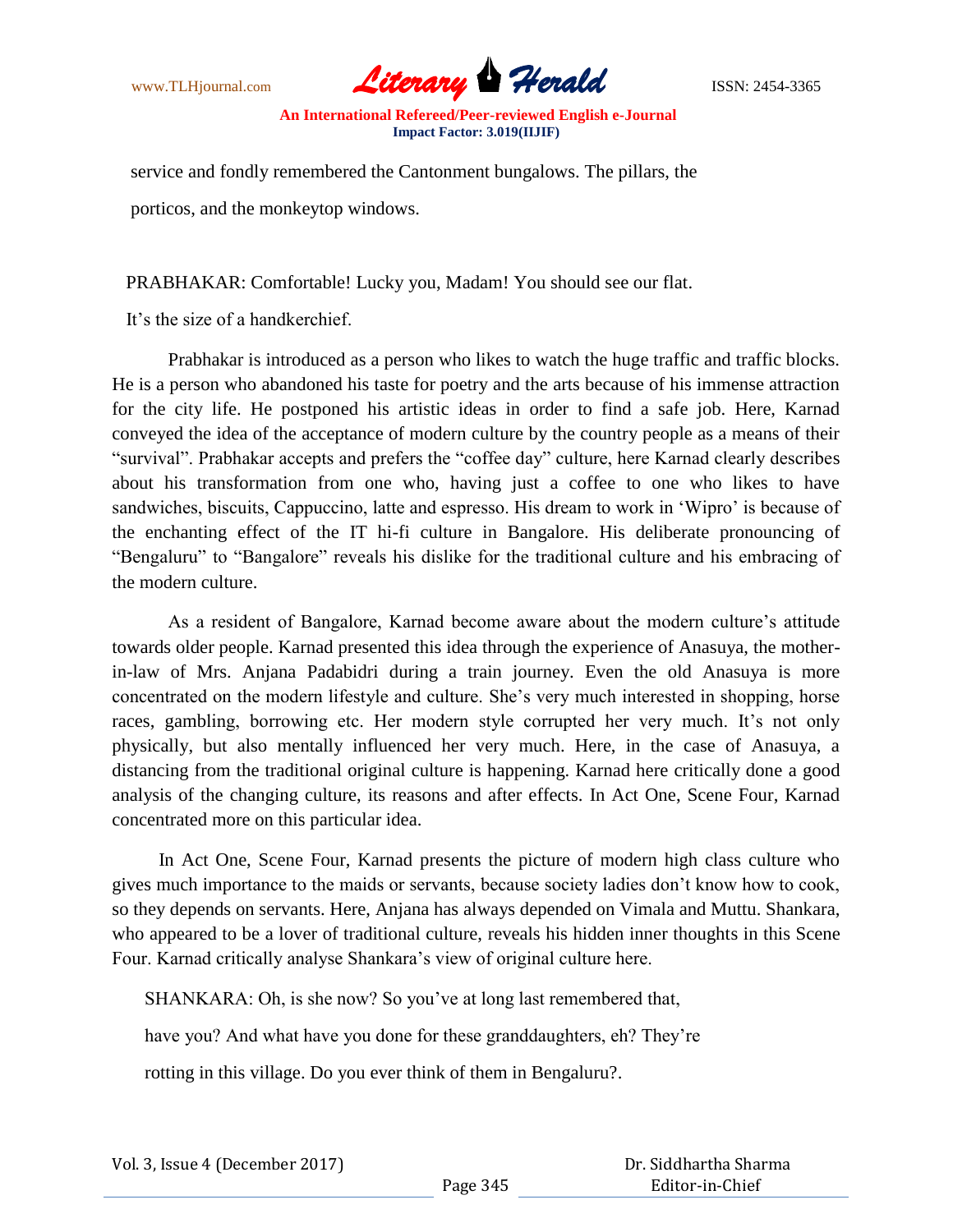service and fondly remembered the Cantonment bungalows. The pillars, the porticos, and the monkeytop windows.

PRABHAKAR: Comfortable! Lucky you, Madam! You should see our flat. It's the size of a handkerchief.

Prabhakar is introduced as a person who likes to watch the huge traffic and traffic blocks. He is a person who abandoned his taste for poetry and the arts because of his immense attraction for the city life. He postponed his artistic ideas in order to find a safe job. Here, Karnad conveyed the idea of the acceptance of modern culture by the country people as a means of their "survival". Prabhakar accepts and prefers the "coffee day" culture, here Karnad clearly describes about his transformation from one who, having just a coffee to one who likes to have sandwiches, biscuits, Cappuccino, latte and espresso. His dream to work in 'Wipro' is because of the enchanting effect of the IT hi-fi culture in Bangalore. His deliberate pronouncing of "Bengaluru" to "Bangalore" reveals his dislike for the traditional culture and his embracing of the modern culture.

As a resident of Bangalore, Karnad become aware about the modern culture's attitude towards older people. Karnad presented this idea through the experience of Anasuya, the mother-in-law of Mrs. Anjana Padabidri during a train journey. Even the old Anasuya is more concentrated on the modern lifestyle and culture. She's very much interested in shopping, horse races, gambling, borrowing etc. Her modern style corrupted her very much. It's not only physically, but also mentally influenced her very much. Here, in the case of Anasuya, a distancing from the traditional original culture is happening. Karnad here critically done a good analysis of the changing culture, its reasons and after effects. In Act One, Scene Four, Karnad concentrated more on this particular idea.

In Act One, Scene Four, Karnad presents the picture of modern high class culture who gives much importance to the maids or servants, because society ladies don't know how to cook, so they depends on servants. Here, Anjana has always depended on Vimala and Muttu. Shankara, who appeared to be a lover of traditional culture, reveals his hidden inner thoughts in this Scene Four. Karnad critically analyse Shankara's view of original culture here.

SHANKARA: Oh, is she now? So you've at long last remembered that, have you? And what have you done for these granddaughters, eh? They're rotting in this village. Do you ever think of them in Bengaluru?.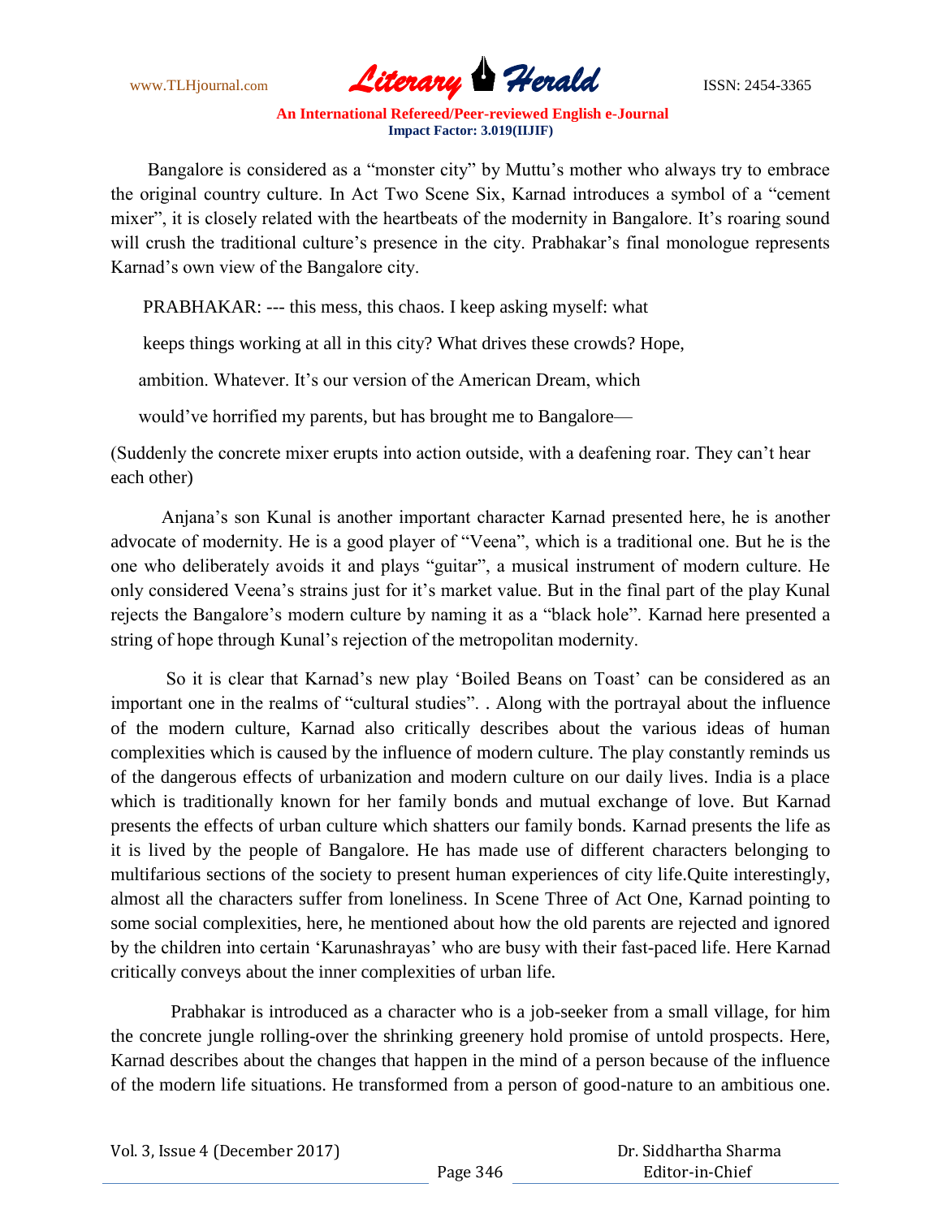Bangalore is considered as a "monster city" by Muttu's mother who always try to embrace the original country culture. In Act Two Scene Six, Karnad introduces a symbol of a "cement mixer", it is closely related with the heartbeats of the modernity in Bangalore. It's roaring sound will crush the traditional culture's presence in the city. Prabhakar's final monologue represents Karnad's own view of the Bangalore city.

PRABHAKAR: --- this mess, this chaos. I keep asking myself: what keeps things working at all in this city? What drives these crowds? Hope, ambition. Whatever. It's our version of the American Dream, which would've horrified my parents, but has brought me to Bangalore—

(Suddenly the concrete mixer erupts into action outside, with a deafening roar. They can't hear each other)

Anjana's son Kunal is another important character Karnad presented here, he is another advocate of modernity. He is a good player of "Veena", which is a traditional one. But he is the one who deliberately avoids it and plays "guitar", a musical instrument of modern culture. He only considered Veena's strains just for it's market value. But in the final part of the play Kunal rejects the Bangalore's modern culture by naming it as a "black hole". Karnad here presented a string of hope through Kunal's rejection of the metropolitan modernity.

So it is clear that Karnad's new play 'Boiled Beans on Toast' can be considered as an important one in the realms of "cultural studies". . Along with the portrayal about the influence of the modern culture, Karnad also critically describes about the various ideas of human complexities which is caused by the influence of modern culture. The play constantly reminds us of the dangerous effects of urbanization and modern culture on our daily lives. India is a place which is traditionally known for her family bonds and mutual exchange of love. But Karnad presents the effects of urban culture which shatters our family bonds. Karnad presents the life as it is lived by the people of Bangalore. He has made use of different characters belonging to multifarious sections of the society to present human experiences of city life.Quite interestingly, almost all the characters suffer from loneliness. In Scene Three of Act One, Karnad pointing to some social complexities, here, he mentioned about how the old parents are rejected and ignored by the children into certain 'Karunashrayas' who are busy with their fast-paced life. Here Karnad critically conveys about the inner complexities of urban life.

Prabhakar is introduced as a character who is a job-seeker from a small village, for him the concrete jungle rolling-over the shrinking greenery hold promise of untold prospects. Here, Karnad describes about the changes that happen in the mind of a person because of the influence of the modern life situations. He transformed from a person of good-nature to an ambitious one.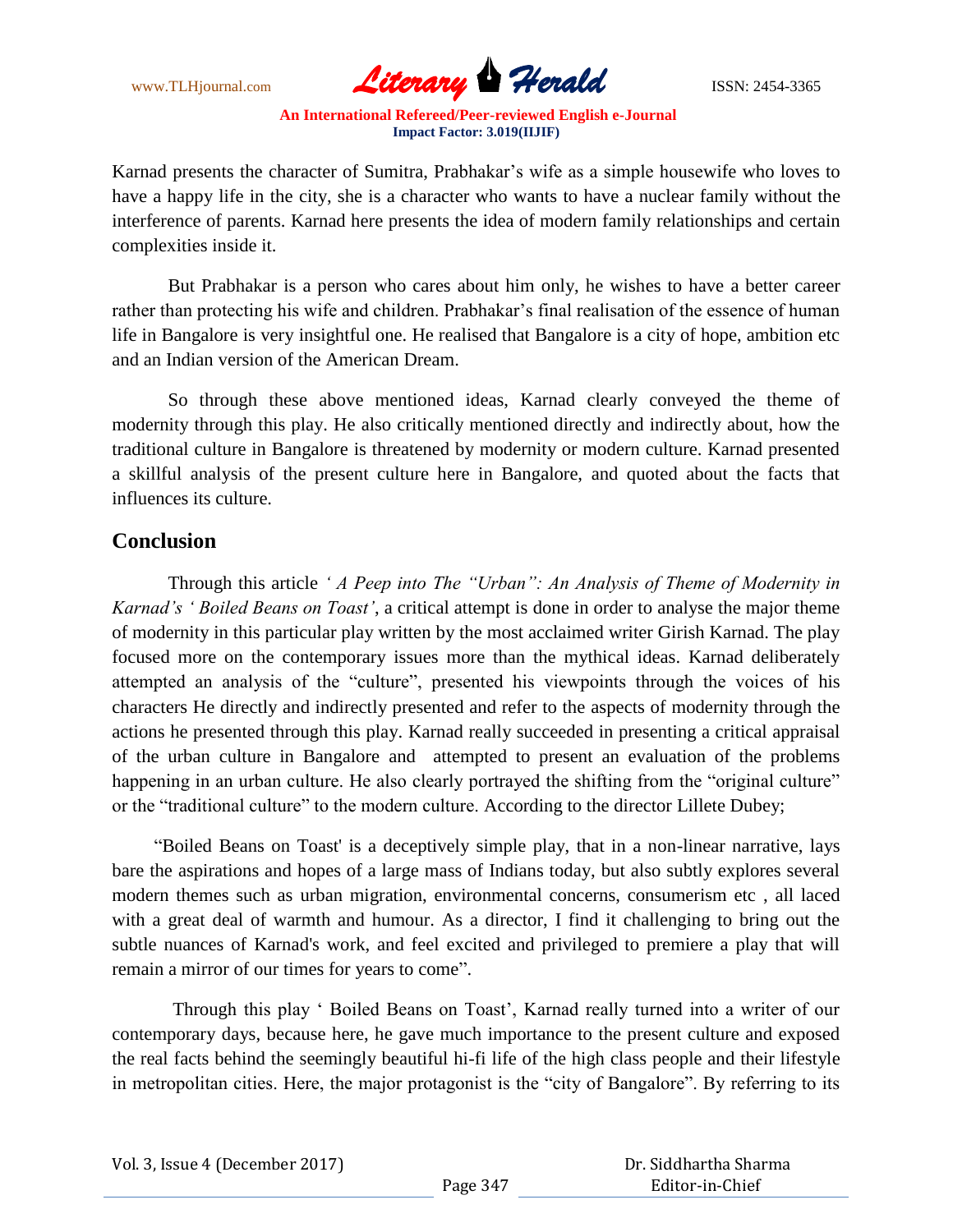Karnad presents the character of Sumitra, Prabhakar's wife as a simple housewife who loves to have a happy life in the city, she is a character who wants to have a nuclear family without the interference of parents. Karnad here presents the idea of modern family relationships and certain complexities inside it.

But Prabhakar is a person who cares about him only, he wishes to have a better career rather than protecting his wife and children. Prabhakar's final realisation of the essence of human life in Bangalore is very insightful one. He realised that Bangalore is a city of hope, ambition etc and an Indian version of the American Dream.

So through these above mentioned ideas, Karnad clearly conveyed the theme of modernity through this play. He also critically mentioned directly and indirectly about, how the traditional culture in Bangalore is threatened by modernity or modern culture. Karnad presented a skillful analysis of the present culture here in Bangalore, and quoted about the facts that influences its culture.

## Conclusion

Through this article *' A Peep into The "Urban": An Analysis of Theme of Modernity in Karnad's ' Boiled Beans on Toast'*, a critical attempt is done in order to analyse the major theme of modernity in this particular play written by the most acclaimed writer Girish Karnad. The play focused more on the contemporary issues more than the mythical ideas. Karnad deliberately attempted an analysis of the "culture", presented his viewpoints through the voices of his characters He directly and indirectly presented and refer to the aspects of modernity through the actions he presented through this play. Karnad really succeeded in presenting a critical appraisal of the urban culture in Bangalore and attempted to present an evaluation of the problems happening in an urban culture. He also clearly portrayed the shifting from the "original culture" or the "traditional culture" to the modern culture. According to the director Lillete Dubey;

"Boiled Beans on Toast' is a deceptively simple play, that in a non-linear narrative, lays bare the aspirations and hopes of a large mass of Indians today, but also subtly explores several modern themes such as urban migration, environmental concerns, consumerism etc , all laced with a great deal of warmth and humour. As a director, I find it challenging to bring out the subtle nuances of Karnad's work, and feel excited and privileged to premiere a play that will remain a mirror of our times for years to come".

Through this play ' Boiled Beans on Toast', Karnad really turned into a writer of our contemporary days, because here, he gave much importance to the present culture and exposed the real facts behind the seemingly beautiful hi-fi life of the high class people and their lifestyle in metropolitan cities. Here, the major protagonist is the "city of Bangalore". By referring to its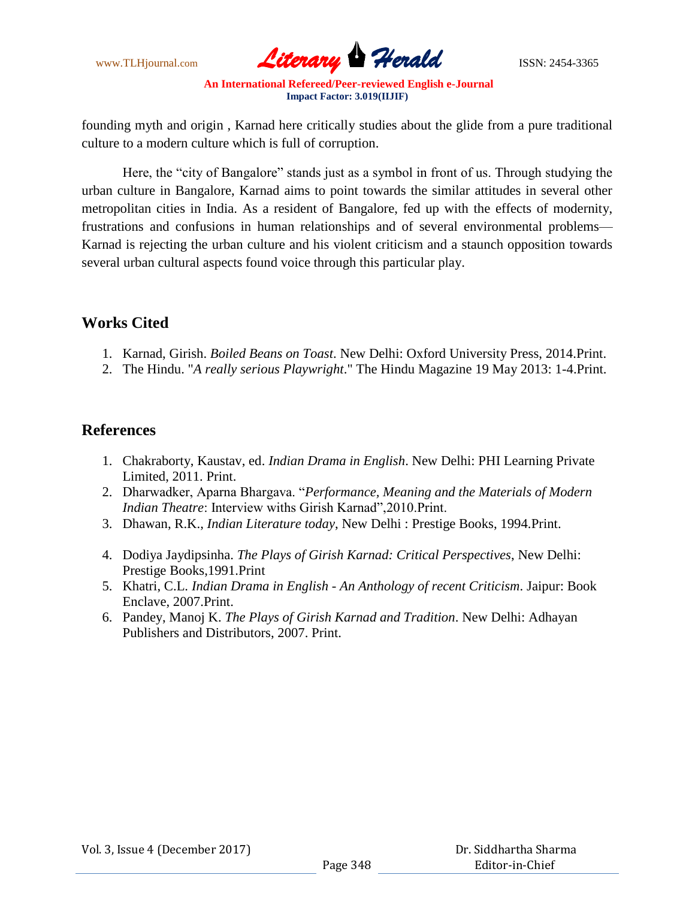founding myth and origin , Karnad here critically studies about the glide from a pure traditional culture to a modern culture which is full of corruption.

Here, the "city of Bangalore" stands just as a symbol in front of us. Through studying the urban culture in Bangalore, Karnad aims to point towards the similar attitudes in several other metropolitan cities in India. As a resident of Bangalore, fed up with the effects of modernity, frustrations and confusions in human relationships and of several environmental problems— Karnad is rejecting the urban culture and his violent criticism and a staunch opposition towards several urban cultural aspects found voice through this particular play.

## Works Cited

1. Karnad, Girish. *Boiled Beans on Toast*. New Delhi: Oxford University Press, 2014.Print.
2. The Hindu. "*A really serious Playwright*." The Hindu Magazine 19 May 2013: 1-4.Print.

## References

1. Chakraborty, Kaustav, ed. *Indian Drama in English*. New Delhi: PHI Learning Private Limited, 2011. Print.
2. Dharwadker, Aparna Bhargava. "*Performance, Meaning and the Materials of Modern Indian Theatre*: Interview withs Girish Karnad",2010.Print.
3. Dhawan, R.K., *Indian Literature today*, New Delhi : Prestige Books, 1994.Print.
4. Dodiya Jaydipsinha. *The Plays of Girish Karnad: Critical Perspectives*, New Delhi: Prestige Books,1991.Print
5. Khatri, C.L. *Indian Drama in English - An Anthology of recent Criticism*. Jaipur: Book Enclave, 2007.Print.
6. Pandey, Manoj K. *The Plays of Girish Karnad and Tradition*. New Delhi: Adhayan Publishers and Distributors, 2007. Print.